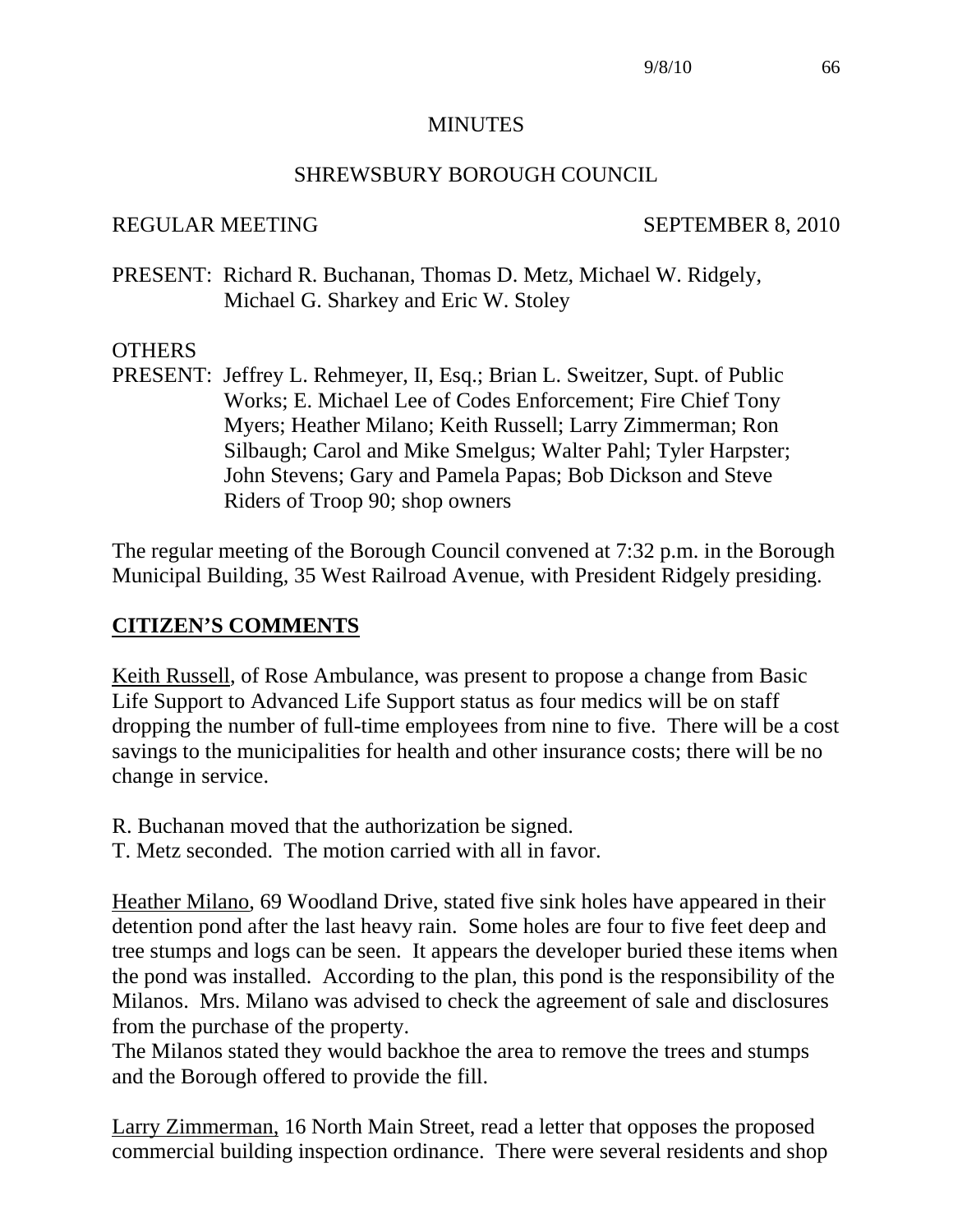MINUTES

SHREWSBURY BOROUGH COUNCIL

REGULAR MEETING SEPTEMBER 8, 2010

PRESENT: Richard R. Buchanan, Thomas D. Metz, Michael W. Ridgely, Michael G. Sharkey and Eric W. Stoley

OTHERS

PRESENT: Jeffrey L. Rehmeyer, II, Esq.; Brian L. Sweitzer, Supt. of Public Works; E. Michael Lee of Codes Enforcement; Fire Chief Tony Myers; Heather Milano; Keith Russell; Larry Zimmerman; Ron Silbaugh; Carol and Mike Smelgus; Walter Pahl; Tyler Harpster; John Stevens; Gary and Pamela Papas; Bob Dickson and Steve Riders of Troop 90; shop owners

The regular meeting of the Borough Council convened at 7:32 p.m. in the Borough Municipal Building, 35 West Railroad Avenue, with President Ridgely presiding.

## CITIZEN'S COMMENTS

Keith Russell, of Rose Ambulance, was present to propose a change from Basic Life Support to Advanced Life Support status as four medics will be on staff dropping the number of full-time employees from nine to five. There will be a cost savings to the municipalities for health and other insurance costs; there will be no change in service.

R. Buchanan moved that the authorization be signed.
T. Metz seconded. The motion carried with all in favor.

Heather Milano, 69 Woodland Drive, stated five sink holes have appeared in their detention pond after the last heavy rain. Some holes are four to five feet deep and tree stumps and logs can be seen. It appears the developer buried these items when the pond was installed. According to the plan, this pond is the responsibility of the Milanos. Mrs. Milano was advised to check the agreement of sale and disclosures from the purchase of the property.
The Milanos stated they would backhoe the area to remove the trees and stumps and the Borough offered to provide the fill.

Larry Zimmerman, 16 North Main Street, read a letter that opposes the proposed commercial building inspection ordinance. There were several residents and shop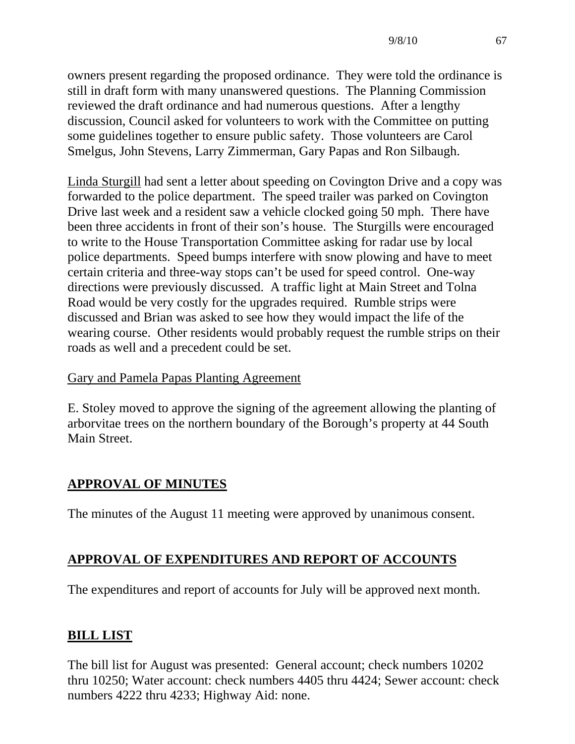owners present regarding the proposed ordinance. They were told the ordinance is still in draft form with many unanswered questions. The Planning Commission reviewed the draft ordinance and had numerous questions. After a lengthy discussion, Council asked for volunteers to work with the Committee on putting some guidelines together to ensure public safety. Those volunteers are Carol Smelgus, John Stevens, Larry Zimmerman, Gary Papas and Ron Silbaugh.

<u>Linda Sturgill</u> had sent a letter about speeding on Covington Drive and a copy was forwarded to the police department. The speed trailer was parked on Covington Drive last week and a resident saw a vehicle clocked going 50 mph. There have been three accidents in front of their son's house. The Sturgills were encouraged to write to the House Transportation Committee asking for radar use by local police departments. Speed bumps interfere with snow plowing and have to meet certain criteria and three-way stops can't be used for speed control. One-way directions were previously discussed. A traffic light at Main Street and Tolna Road would be very costly for the upgrades required. Rumble strips were discussed and Brian was asked to see how they would impact the life of the wearing course. Other residents would probably request the rumble strips on their roads as well and a precedent could be set.

<u>Gary and Pamela Papas Planting Agreement</u>

E. Stoley moved to approve the signing of the agreement allowing the planting of arborvitae trees on the northern boundary of the Borough's property at 44 South Main Street.

## APPROVAL OF MINUTES

The minutes of the August 11 meeting were approved by unanimous consent.

## APPROVAL OF EXPENDITURES AND REPORT OF ACCOUNTS

The expenditures and report of accounts for July will be approved next month.

## BILL LIST

The bill list for August was presented: General account; check numbers 10202 thru 10250; Water account: check numbers 4405 thru 4424; Sewer account: check numbers 4222 thru 4233; Highway Aid: none.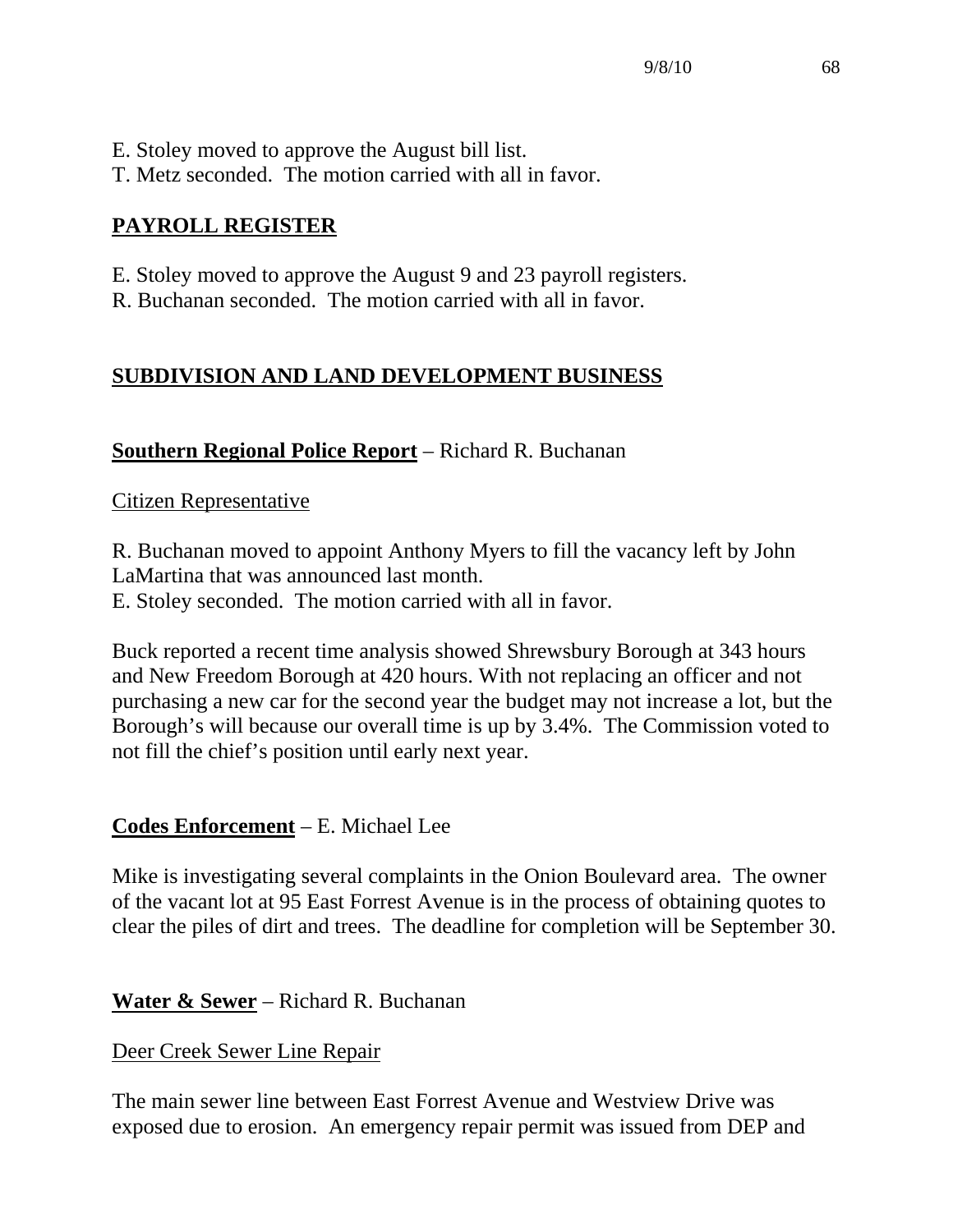E. Stoley moved to approve the August bill list.
T. Metz seconded. The motion carried with all in favor.

## **PAYROLL REGISTER**

E. Stoley moved to approve the August 9 and 23 payroll registers.
R. Buchanan seconded. The motion carried with all in favor.

## **SUBDIVISION AND LAND DEVELOPMENT BUSINESS**

**Southern Regional Police Report** – Richard R. Buchanan

Citizen Representative

R. Buchanan moved to appoint Anthony Myers to fill the vacancy left by John LaMartina that was announced last month.
E. Stoley seconded. The motion carried with all in favor.

Buck reported a recent time analysis showed Shrewsbury Borough at 343 hours and New Freedom Borough at 420 hours. With not replacing an officer and not purchasing a new car for the second year the budget may not increase a lot, but the Borough's will because our overall time is up by 3.4%. The Commission voted to not fill the chief's position until early next year.

**Codes Enforcement** – E. Michael Lee

Mike is investigating several complaints in the Onion Boulevard area. The owner of the vacant lot at 95 East Forrest Avenue is in the process of obtaining quotes to clear the piles of dirt and trees. The deadline for completion will be September 30.

**Water & Sewer** – Richard R. Buchanan

Deer Creek Sewer Line Repair

The main sewer line between East Forrest Avenue and Westview Drive was exposed due to erosion. An emergency repair permit was issued from DEP and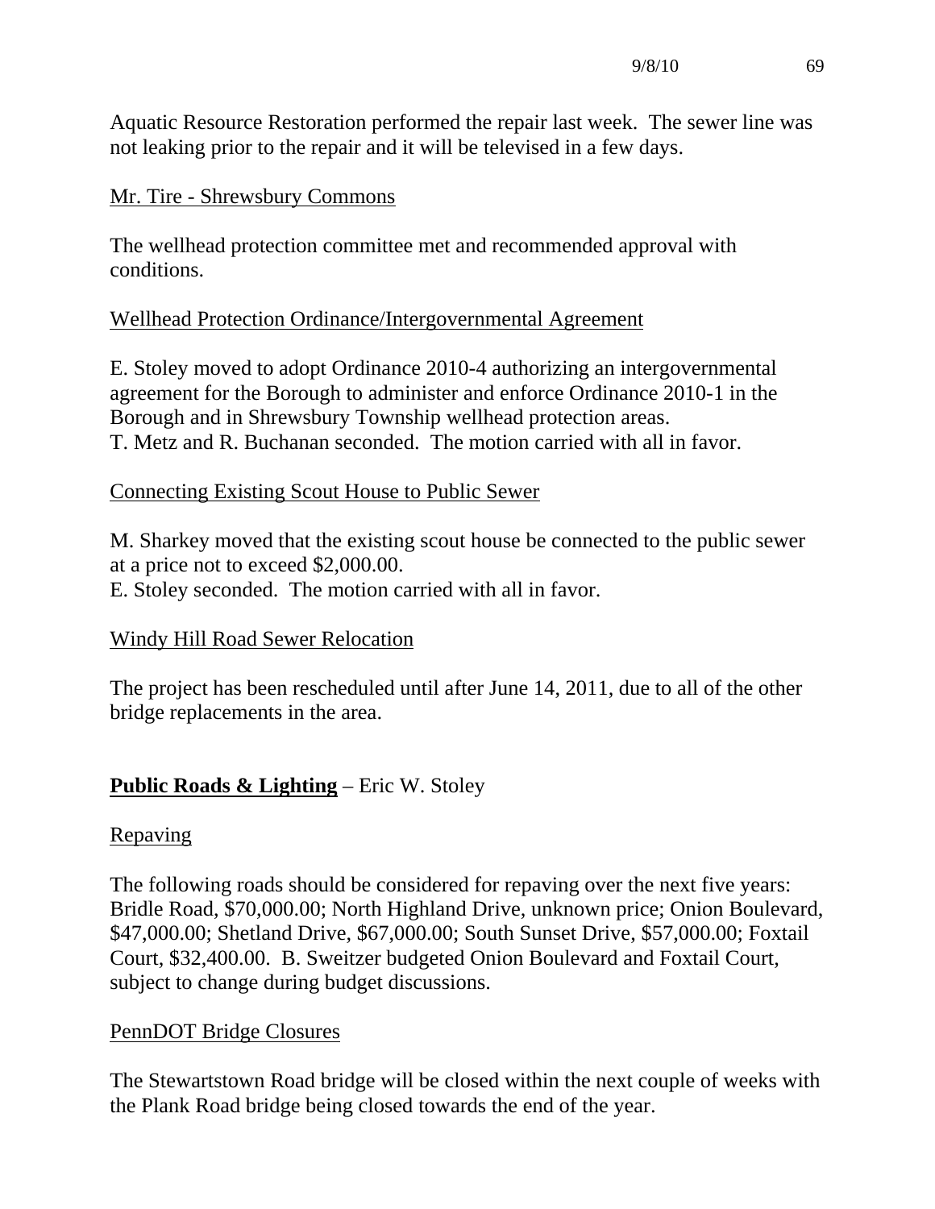Aquatic Resource Restoration performed the repair last week. The sewer line was not leaking prior to the repair and it will be televised in a few days.

Mr. Tire - Shrewsbury Commons

The wellhead protection committee met and recommended approval with conditions.

Wellhead Protection Ordinance/Intergovernmental Agreement

E. Stoley moved to adopt Ordinance 2010-4 authorizing an intergovernmental agreement for the Borough to administer and enforce Ordinance 2010-1 in the Borough and in Shrewsbury Township wellhead protection areas.
T. Metz and R. Buchanan seconded. The motion carried with all in favor.

Connecting Existing Scout House to Public Sewer

M. Sharkey moved that the existing scout house be connected to the public sewer at a price not to exceed $2,000.00.
E. Stoley seconded. The motion carried with all in favor.

Windy Hill Road Sewer Relocation

The project has been rescheduled until after June 14, 2011, due to all of the other bridge replacements in the area.

**Public Roads & Lighting** – Eric W. Stoley

Repaving

The following roads should be considered for repaving over the next five years: Bridle Road, $70,000.00; North Highland Drive, unknown price; Onion Boulevard, $47,000.00; Shetland Drive, $67,000.00; South Sunset Drive, $57,000.00; Foxtail Court, $32,400.00. B. Sweitzer budgeted Onion Boulevard and Foxtail Court, subject to change during budget discussions.

PennDOT Bridge Closures

The Stewartstown Road bridge will be closed within the next couple of weeks with the Plank Road bridge being closed towards the end of the year.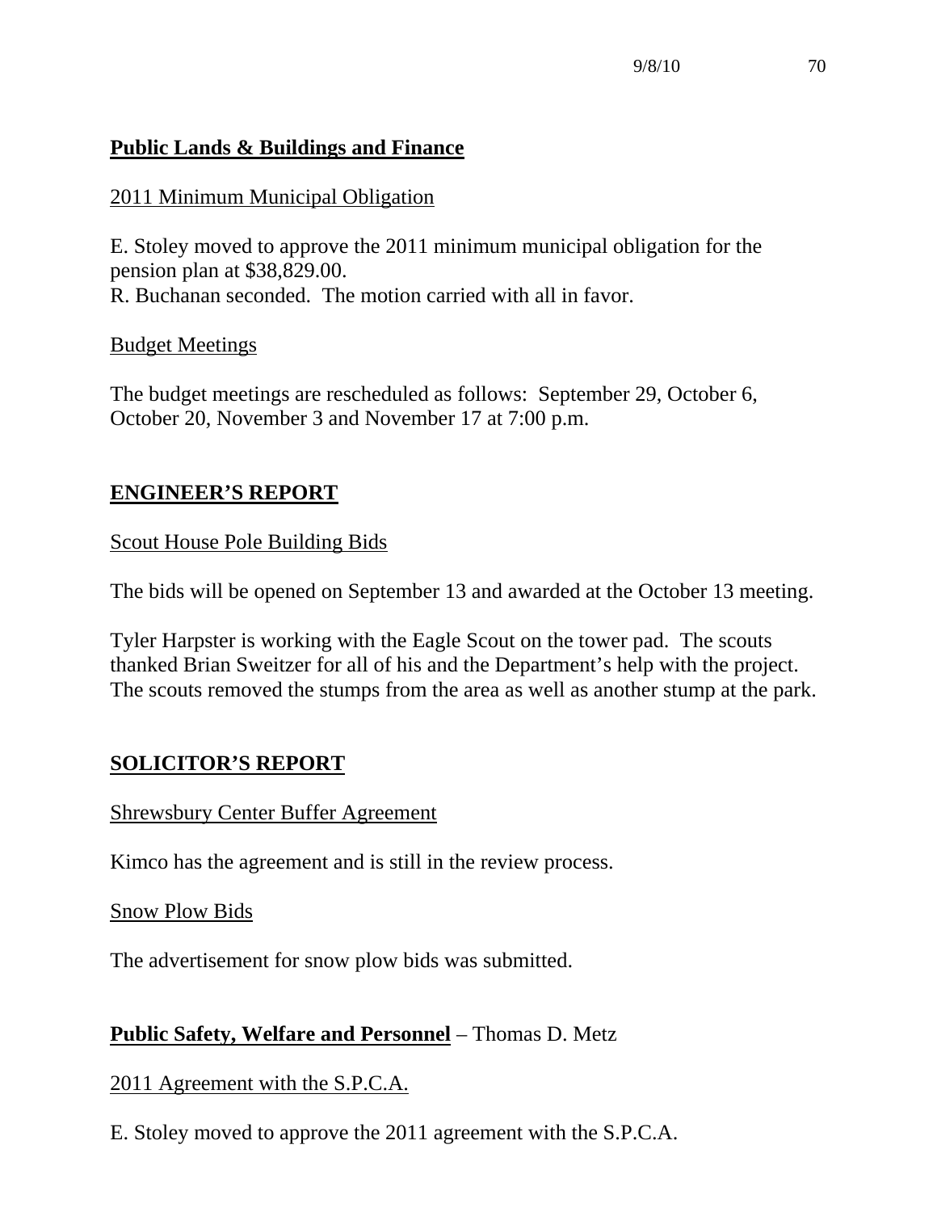**Public Lands & Buildings and Finance**

2011 Minimum Municipal Obligation

E. Stoley moved to approve the 2011 minimum municipal obligation for the pension plan at $38,829.00.
R. Buchanan seconded. The motion carried with all in favor.

Budget Meetings

The budget meetings are rescheduled as follows: September 29, October 6, October 20, November 3 and November 17 at 7:00 p.m.

## ENGINEER'S REPORT

Scout House Pole Building Bids

The bids will be opened on September 13 and awarded at the October 13 meeting.

Tyler Harpster is working with the Eagle Scout on the tower pad. The scouts thanked Brian Sweitzer for all of his and the Department's help with the project. The scouts removed the stumps from the area as well as another stump at the park.

## SOLICITOR'S REPORT

Shrewsbury Center Buffer Agreement

Kimco has the agreement and is still in the review process.

Snow Plow Bids

The advertisement for snow plow bids was submitted.

**Public Safety, Welfare and Personnel** – Thomas D. Metz

2011 Agreement with the S.P.C.A.

E. Stoley moved to approve the 2011 agreement with the S.P.C.A.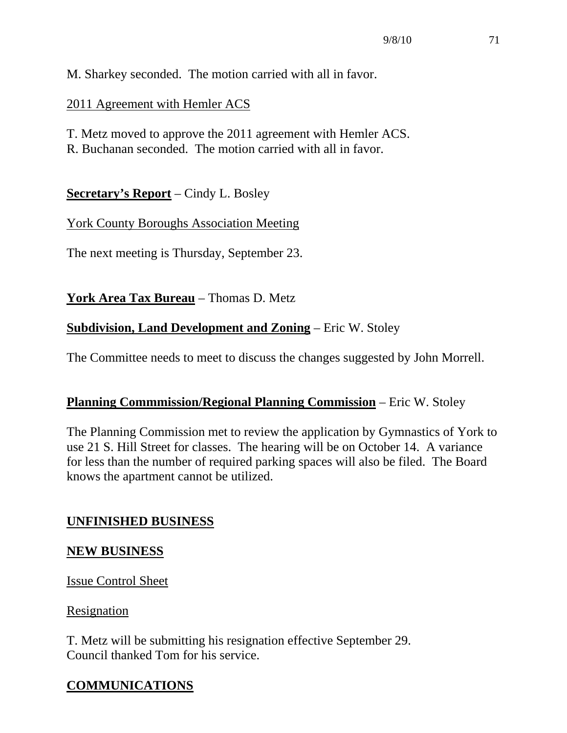M. Sharkey seconded. The motion carried with all in favor.

2011 Agreement with Hemler ACS

T. Metz moved to approve the 2011 agreement with Hemler ACS.
R. Buchanan seconded. The motion carried with all in favor.

**Secretary's Report** – Cindy L. Bosley

York County Boroughs Association Meeting

The next meeting is Thursday, September 23.

**York Area Tax Bureau** – Thomas D. Metz

**Subdivision, Land Development and Zoning** – Eric W. Stoley

The Committee needs to meet to discuss the changes suggested by John Morrell.

**Planning Commmission/Regional Planning Commission** – Eric W. Stoley

The Planning Commission met to review the application by Gymnastics of York to use 21 S. Hill Street for classes. The hearing will be on October 14. A variance for less than the number of required parking spaces will also be filed. The Board knows the apartment cannot be utilized.

## UNFINISHED BUSINESS

## NEW BUSINESS

Issue Control Sheet

Resignation

T. Metz will be submitting his resignation effective September 29.
Council thanked Tom for his service.

## COMMUNICATIONS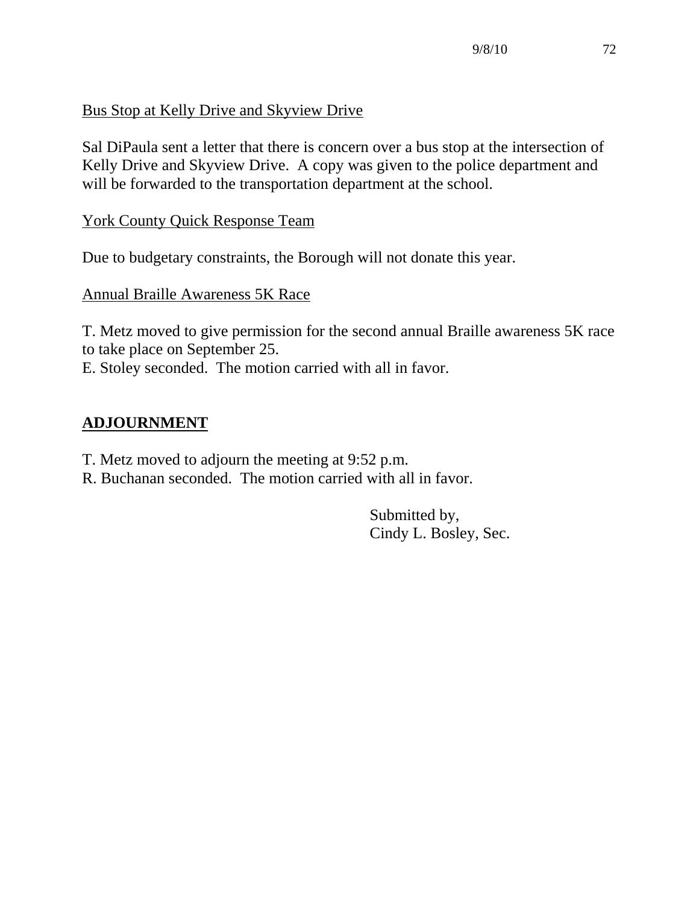Bus Stop at Kelly Drive and Skyview Drive

Sal DiPaula sent a letter that there is concern over a bus stop at the intersection of Kelly Drive and Skyview Drive. A copy was given to the police department and will be forwarded to the transportation department at the school.

York County Quick Response Team

Due to budgetary constraints, the Borough will not donate this year.

Annual Braille Awareness 5K Race

T. Metz moved to give permission for the second annual Braille awareness 5K race to take place on September 25.
E. Stoley seconded. The motion carried with all in favor.

## ADJOURNMENT

T. Metz moved to adjourn the meeting at 9:52 p.m.
R. Buchanan seconded. The motion carried with all in favor.

Submitted by,
Cindy L. Bosley, Sec.